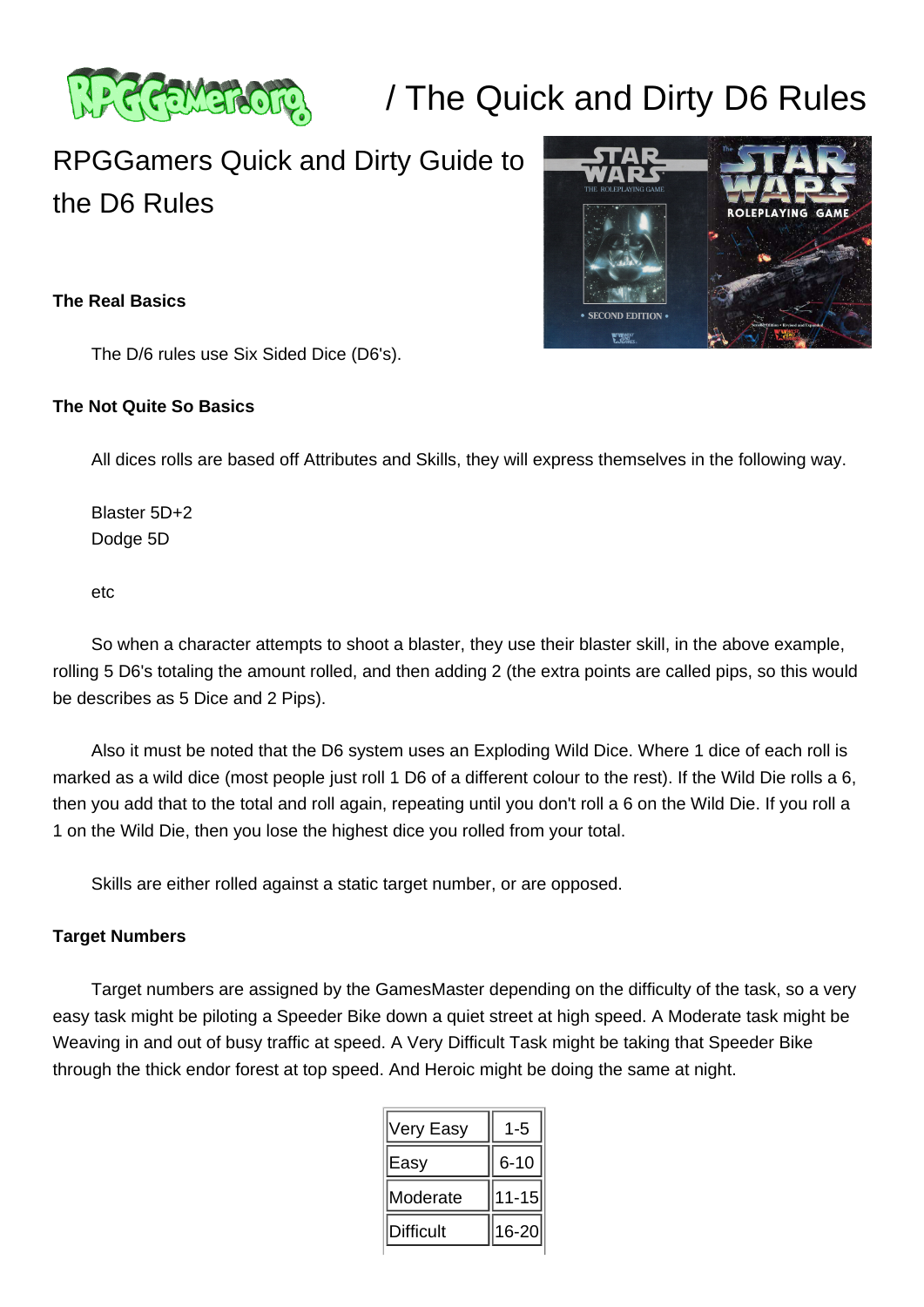# / The Quick and Dirty D6 Rules

## RPGGamers Quick and Dirty Guide to the D6 Rules

**The Real Basics**

The D/6 rules use Six Sided Dice (D6's).

**The Not Quite So Basics**

All dices rolls are based off Attributes and Skills, they will express themselves in the following way.

Blaster 5D+2
Dodge 5D

etc

So when a character attempts to shoot a blaster, they use their blaster skill, in the above example, rolling 5 D6's totaling the amount rolled, and then adding 2 (the extra points are called pips, so this would be describes as 5 Dice and 2 Pips).

Also it must be noted that the D6 system uses an Exploding Wild Dice. Where 1 dice of each roll is marked as a wild dice (most people just roll 1 D6 of a different colour to the rest). If the Wild Die rolls a 6, then you add that to the total and roll again, repeating until you don't roll a 6 on the Wild Die. If you roll a 1 on the Wild Die, then you lose the highest dice you rolled from your total.

Skills are either rolled against a static target number, or are opposed.

**Target Numbers**

Target numbers are assigned by the GamesMaster depending on the difficulty of the task, so a very easy task might be piloting a Speeder Bike down a quiet street at high speed. A Moderate task might be Weaving in and out of busy traffic at speed. A Very Difficult Task might be taking that Speeder Bike through the thick endor forest at top speed. And Heroic might be doing the same at night.

| | |
|---|---|
| Very Easy | 1-5 |
| Easy | 6-10 |
| Moderate | 11-15 |
| Difficult | 16-20 |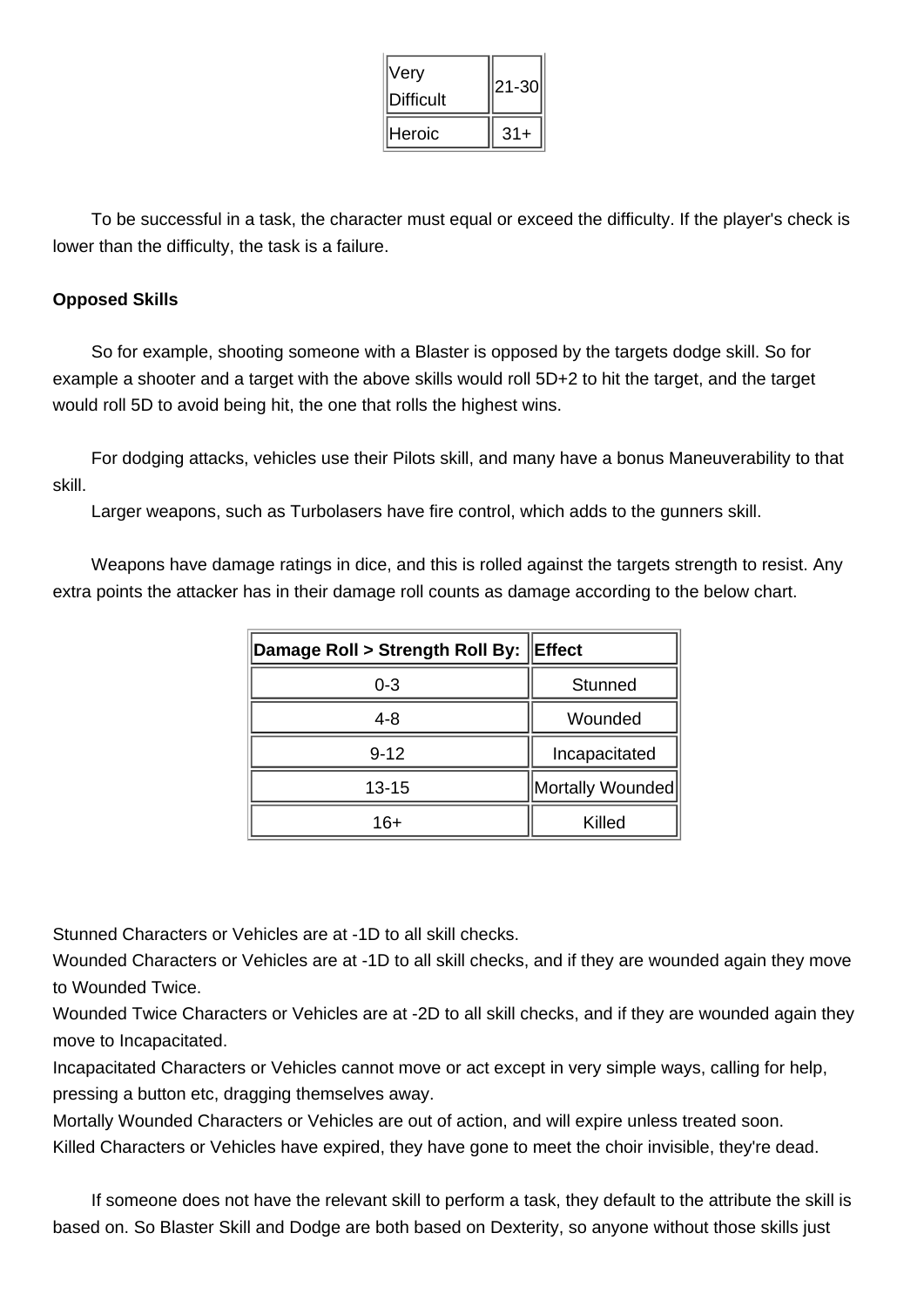| Very Difficult | 21-30 |
| --- | --- |
| Heroic | 31+ |

To be successful in a task, the character must equal or exceed the difficulty. If the player's check is lower than the difficulty, the task is a failure.

**Opposed Skills**

So for example, shooting someone with a Blaster is opposed by the targets dodge skill. So for example a shooter and a target with the above skills would roll 5D+2 to hit the target, and the target would roll 5D to avoid being hit, the one that rolls the highest wins.

For dodging attacks, vehicles use their Pilots skill, and many have a bonus Maneuverability to that skill.
Larger weapons, such as Turbolasers have fire control, which adds to the gunners skill.

Weapons have damage ratings in dice, and this is rolled against the targets strength to resist. Any extra points the attacker has in their damage roll counts as damage according to the below chart.

| Damage Roll > Strength Roll By: | Effect |
| --- | --- |
| 0-3 | Stunned |
| 4-8 | Wounded |
| 9-12 | Incapacitated |
| 13-15 | Mortally Wounded |
| 16+ | Killed |

Stunned Characters or Vehicles are at -1D to all skill checks.
Wounded Characters or Vehicles are at -1D to all skill checks, and if they are wounded again they move to Wounded Twice.
Wounded Twice Characters or Vehicles are at -2D to all skill checks, and if they are wounded again they move to Incapacitated.
Incapacitated Characters or Vehicles cannot move or act except in very simple ways, calling for help, pressing a button etc, dragging themselves away.
Mortally Wounded Characters or Vehicles are out of action, and will expire unless treated soon.
Killed Characters or Vehicles have expired, they have gone to meet the choir invisible, they're dead.

If someone does not have the relevant skill to perform a task, they default to the attribute the skill is based on. So Blaster Skill and Dodge are both based on Dexterity, so anyone without those skills just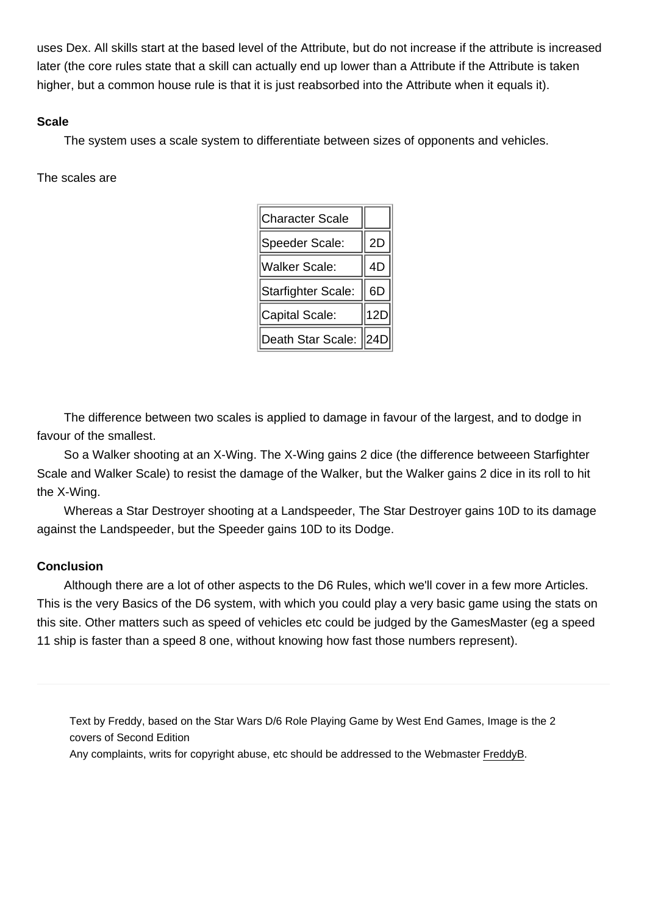uses Dex. All skills start at the based level of the Attribute, but do not increase if the attribute is increased later (the core rules state that a skill can actually end up lower than a Attribute if the Attribute is taken higher, but a common house rule is that it is just reabsorbed into the Attribute when it equals it).

**Scale**

The system uses a scale system to differentiate between sizes of opponents and vehicles.

The scales are

| | |
|---|---|
| Character Scale | |
| Speeder Scale: | 2D |
| Walker Scale: | 4D |
| Starfighter Scale: | 6D |
| Capital Scale: | 12D |
| Death Star Scale: | 24D |

The difference between two scales is applied to damage in favour of the largest, and to dodge in favour of the smallest.

So a Walker shooting at an X-Wing. The X-Wing gains 2 dice (the difference betweeen Starfighter Scale and Walker Scale) to resist the damage of the Walker, but the Walker gains 2 dice in its roll to hit the X-Wing.

Whereas a Star Destroyer shooting at a Landspeeder, The Star Destroyer gains 10D to its damage against the Landspeeder, but the Speeder gains 10D to its Dodge.

**Conclusion**

Although there are a lot of other aspects to the D6 Rules, which we'll cover in a few more Articles. This is the very Basics of the D6 system, with which you could play a very basic game using the stats on this site. Other matters such as speed of vehicles etc could be judged by the GamesMaster (eg a speed 11 ship is faster than a speed 8 one, without knowing how fast those numbers represent).

---

Text by Freddy, based on the Star Wars D/6 Role Playing Game by West End Games, Image is the 2 covers of Second Edition
Any complaints, writs for copyright abuse, etc should be addressed to the Webmaster FreddyB.